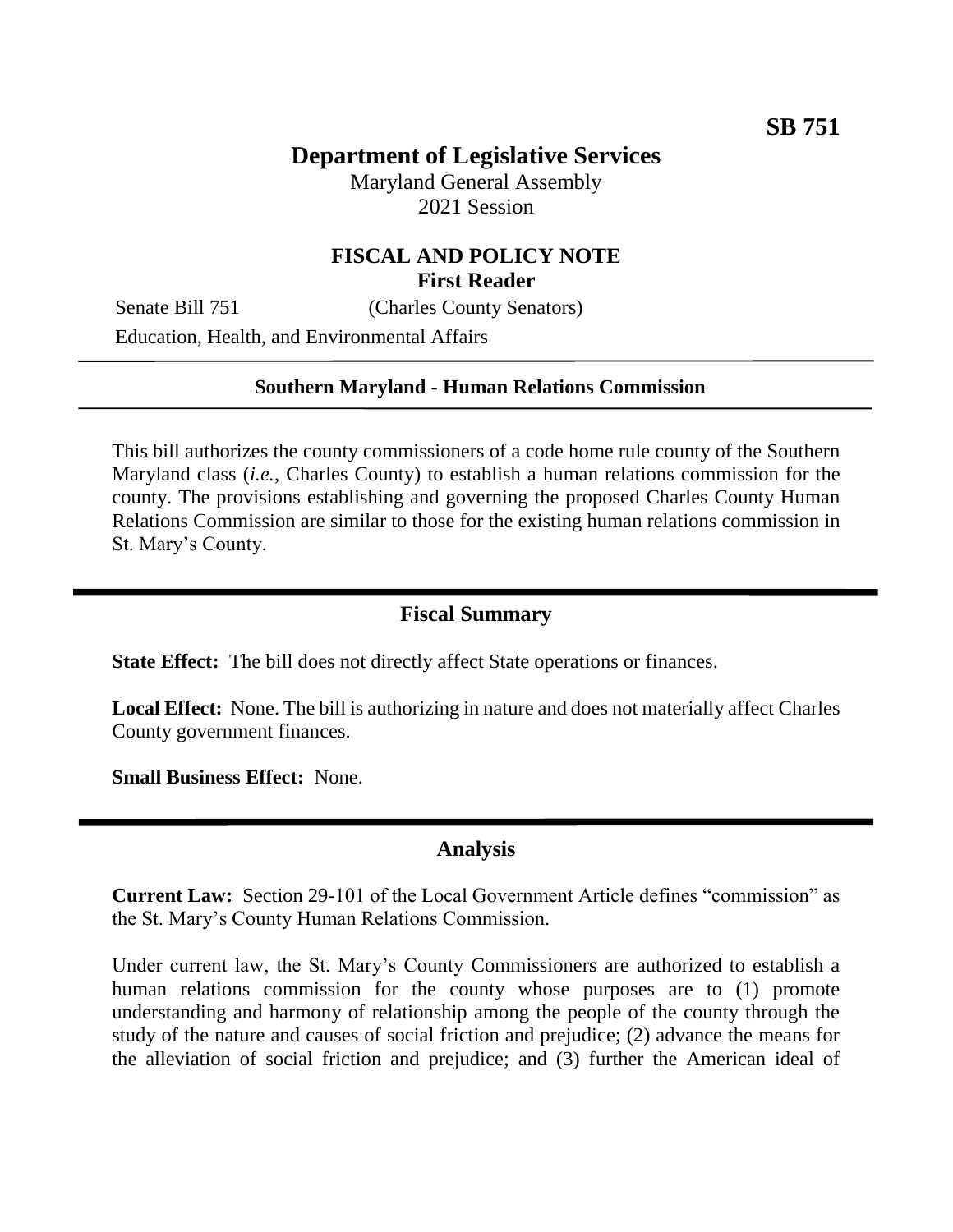**SB 751**

# Department of Legislative Services

Maryland General Assembly
2021 Session

## FISCAL AND POLICY NOTE
**First Reader**

Senate Bill 751 (Charles County Senators)

Education, Health, and Environmental Affairs

**Southern Maryland - Human Relations Commission**

This bill authorizes the county commissioners of a code home rule county of the Southern Maryland class (*i.e.*, Charles County) to establish a human relations commission for the county. The provisions establishing and governing the proposed Charles County Human Relations Commission are similar to those for the existing human relations commission in St. Mary's County.

## Fiscal Summary

**State Effect:** The bill does not directly affect State operations or finances.

**Local Effect:** None. The bill is authorizing in nature and does not materially affect Charles County government finances.

**Small Business Effect:** None.

## Analysis

**Current Law:** Section 29-101 of the Local Government Article defines "commission" as the St. Mary's County Human Relations Commission.

Under current law, the St. Mary's County Commissioners are authorized to establish a human relations commission for the county whose purposes are to (1) promote understanding and harmony of relationship among the people of the county through the study of the nature and causes of social friction and prejudice; (2) advance the means for the alleviation of social friction and prejudice; and (3) further the American ideal of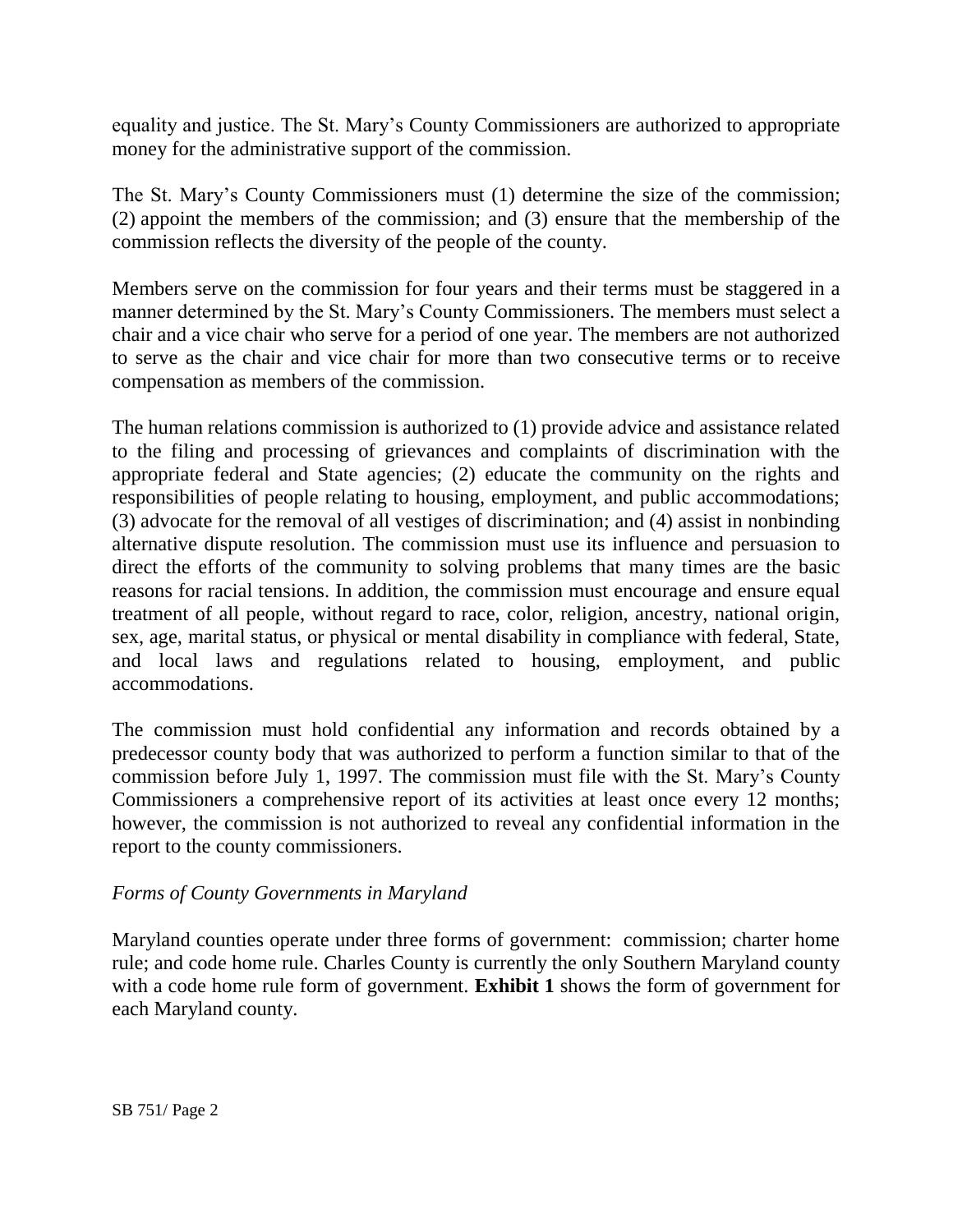equality and justice. The St. Mary's County Commissioners are authorized to appropriate money for the administrative support of the commission.

The St. Mary's County Commissioners must (1) determine the size of the commission; (2) appoint the members of the commission; and (3) ensure that the membership of the commission reflects the diversity of the people of the county.

Members serve on the commission for four years and their terms must be staggered in a manner determined by the St. Mary's County Commissioners. The members must select a chair and a vice chair who serve for a period of one year. The members are not authorized to serve as the chair and vice chair for more than two consecutive terms or to receive compensation as members of the commission.

The human relations commission is authorized to (1) provide advice and assistance related to the filing and processing of grievances and complaints of discrimination with the appropriate federal and State agencies; (2) educate the community on the rights and responsibilities of people relating to housing, employment, and public accommodations; (3) advocate for the removal of all vestiges of discrimination; and (4) assist in nonbinding alternative dispute resolution. The commission must use its influence and persuasion to direct the efforts of the community to solving problems that many times are the basic reasons for racial tensions. In addition, the commission must encourage and ensure equal treatment of all people, without regard to race, color, religion, ancestry, national origin, sex, age, marital status, or physical or mental disability in compliance with federal, State, and local laws and regulations related to housing, employment, and public accommodations.

The commission must hold confidential any information and records obtained by a predecessor county body that was authorized to perform a function similar to that of the commission before July 1, 1997. The commission must file with the St. Mary's County Commissioners a comprehensive report of its activities at least once every 12 months; however, the commission is not authorized to reveal any confidential information in the report to the county commissioners.

*Forms of County Governments in Maryland*

Maryland counties operate under three forms of government: commission; charter home rule; and code home rule. Charles County is currently the only Southern Maryland county with a code home rule form of government. **Exhibit 1** shows the form of government for each Maryland county.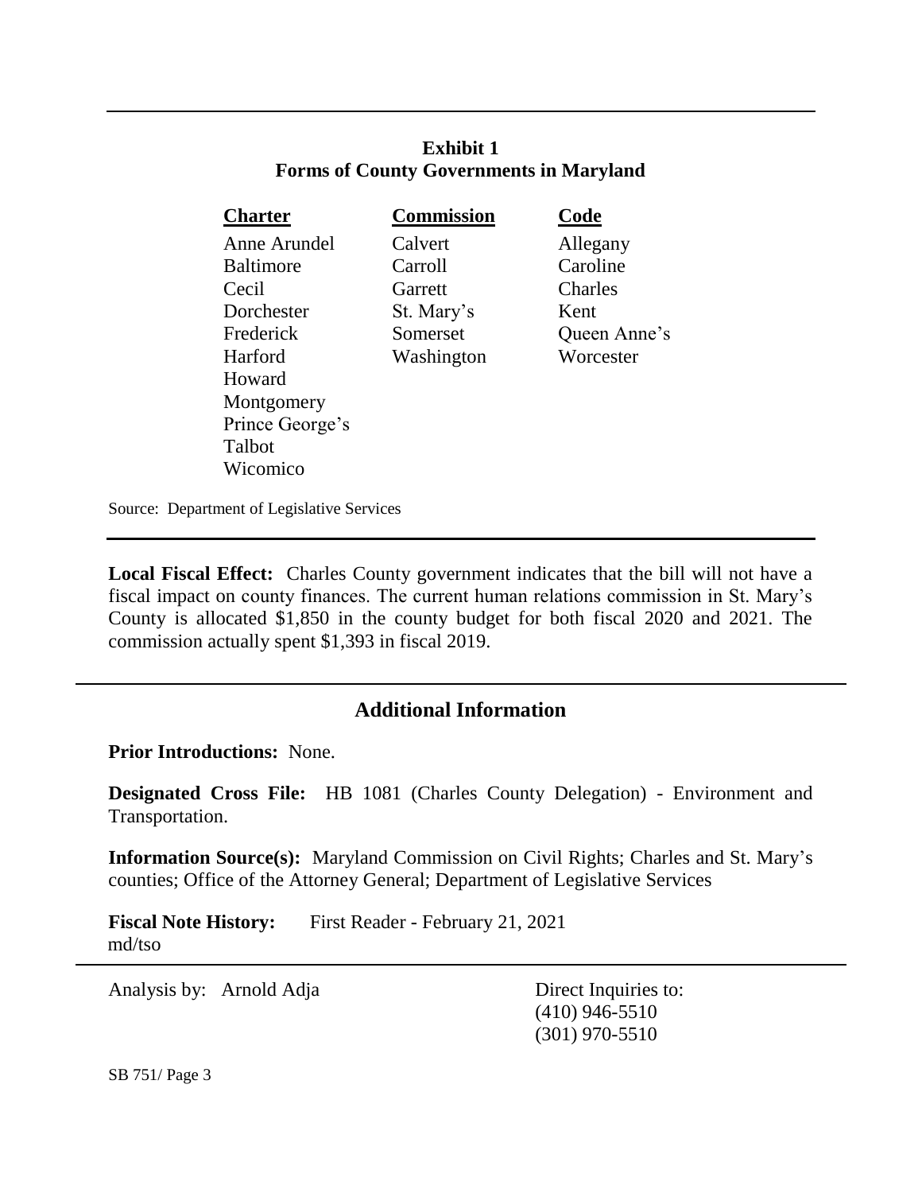**Exhibit 1**
**Forms of County Governments in Maryland**

| Charter | Commission | Code |
| --- | --- | --- |
| Anne Arundel | Calvert | Allegany |
| Baltimore | Carroll | Caroline |
| Cecil | Garrett | Charles |
| Dorchester | St. Mary's | Kent |
| Frederick | Somerset | Queen Anne's |
| Harford | Washington | Worcester |
| Howard | | |
| Montgomery | | |
| Prince George's | | |
| Talbot | | |
| Wicomico | | |

Source: Department of Legislative Services

**Local Fiscal Effect:** Charles County government indicates that the bill will not have a fiscal impact on county finances. The current human relations commission in St. Mary's County is allocated $1,850 in the county budget for both fiscal 2020 and 2021. The commission actually spent $1,393 in fiscal 2019.

## Additional Information

**Prior Introductions:** None.

**Designated Cross File:** HB 1081 (Charles County Delegation) - Environment and Transportation.

**Information Source(s):** Maryland Commission on Civil Rights; Charles and St. Mary's counties; Office of the Attorney General; Department of Legislative Services

**Fiscal Note History:** First Reader - February 21, 2021
md/tso

Analysis by: Arnold Adja

Direct Inquiries to:
(410) 946-5510
(301) 970-5510